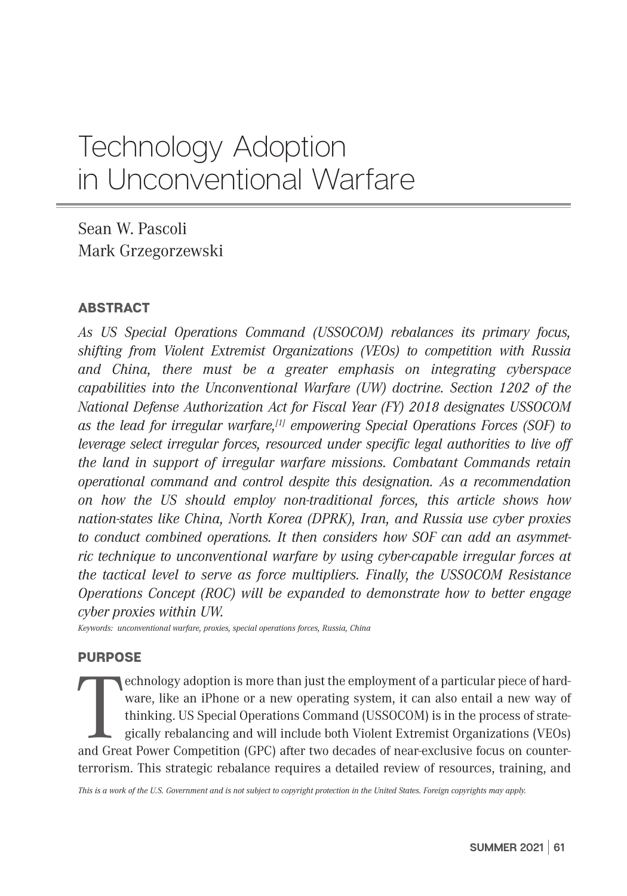# Technology Adoption in Unconventional Warfare

Sean W. Pascoli
Mark Grzegorzewski

## ABSTRACT

*As US Special Operations Command (USSOCOM) rebalances its primary focus, shifting from Violent Extremist Organizations (VEOs) to competition with Russia and China, there must be a greater emphasis on integrating cyberspace capabilities into the Unconventional Warfare (UW) doctrine. Section 1202 of the National Defense Authorization Act for Fiscal Year (FY) 2018 designates USSOCOM as the lead for irregular warfare,[1] empowering Special Operations Forces (SOF) to leverage select irregular forces, resourced under specific legal authorities to live off the land in support of irregular warfare missions. Combatant Commands retain operational command and control despite this designation. As a recommendation on how the US should employ non-traditional forces, this article shows how nation-states like China, North Korea (DPRK), Iran, and Russia use cyber proxies to conduct combined operations. It then considers how SOF can add an asymmetric technique to unconventional warfare by using cyber-capable irregular forces at the tactical level to serve as force multipliers. Finally, the USSOCOM Resistance Operations Concept (ROC) will be expanded to demonstrate how to better engage cyber proxies within UW.*

*Keywords: unconventional warfare, proxies, special operations forces, Russia, China*

## PURPOSE

Technology adoption is more than just the employment of a particular piece of hardware, like an iPhone or a new operating system, it can also entail a new way of thinking. US Special Operations Command (USSOCOM) is in the process of strategically rebalancing and will include both Violent Extremist Organizations (VEOs) and Great Power Competition (GPC) after two decades of near-exclusive focus on counterterrorism. This strategic rebalance requires a detailed review of resources, training, and

*This is a work of the U.S. Government and is not subject to copyright protection in the United States. Foreign copyrights may apply.*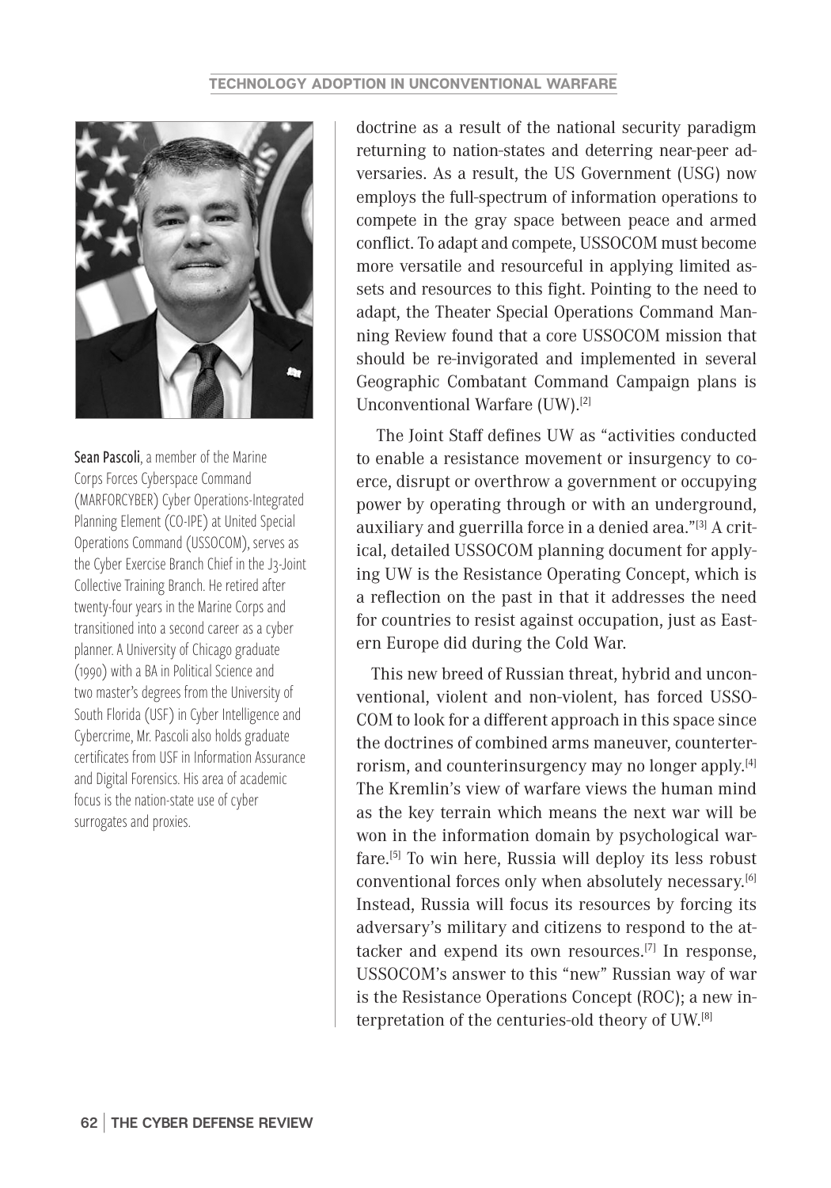**Sean Pascoli**, a member of the Marine Corps Forces Cyberspace Command (MARFORCYBER) Cyber Operations-Integrated Planning Element (CO-IPE) at United Special Operations Command (USSOCOM), serves as the Cyber Exercise Branch Chief in the J3-Joint Collective Training Branch. He retired after twenty-four years in the Marine Corps and transitioned into a second career as a cyber planner. A University of Chicago graduate (1990) with a BA in Political Science and two master's degrees from the University of South Florida (USF) in Cyber Intelligence and Cybercrime, Mr. Pascoli also holds graduate certificates from USF in Information Assurance and Digital Forensics. His area of academic focus is the nation-state use of cyber surrogates and proxies.

doctrine as a result of the national security paradigm returning to nation-states and deterring near-peer adversaries. As a result, the US Government (USG) now employs the full-spectrum of information operations to compete in the gray space between peace and armed conflict. To adapt and compete, USSOCOM must become more versatile and resourceful in applying limited assets and resources to this fight. Pointing to the need to adapt, the Theater Special Operations Command Manning Review found that a core USSOCOM mission that should be re-invigorated and implemented in several Geographic Combatant Command Campaign plans is Unconventional Warfare (UW).[2]

The Joint Staff defines UW as "activities conducted to enable a resistance movement or insurgency to coerce, disrupt or overthrow a government or occupying power by operating through or with an underground, auxiliary and guerrilla force in a denied area."[3] A critical, detailed USSOCOM planning document for applying UW is the Resistance Operating Concept, which is a reflection on the past in that it addresses the need for countries to resist against occupation, just as Eastern Europe did during the Cold War.

This new breed of Russian threat, hybrid and unconventional, violent and non-violent, has forced USSOCOM to look for a different approach in this space since the doctrines of combined arms maneuver, counterterrorism, and counterinsurgency may no longer apply.[4] The Kremlin's view of warfare views the human mind as the key terrain which means the next war will be won in the information domain by psychological warfare.[5] To win here, Russia will deploy its less robust conventional forces only when absolutely necessary.[6] Instead, Russia will focus its resources by forcing its adversary's military and citizens to respond to the attacker and expend its own resources.[7] In response, USSOCOM's answer to this "new" Russian way of war is the Resistance Operations Concept (ROC); a new interpretation of the centuries-old theory of UW.[8]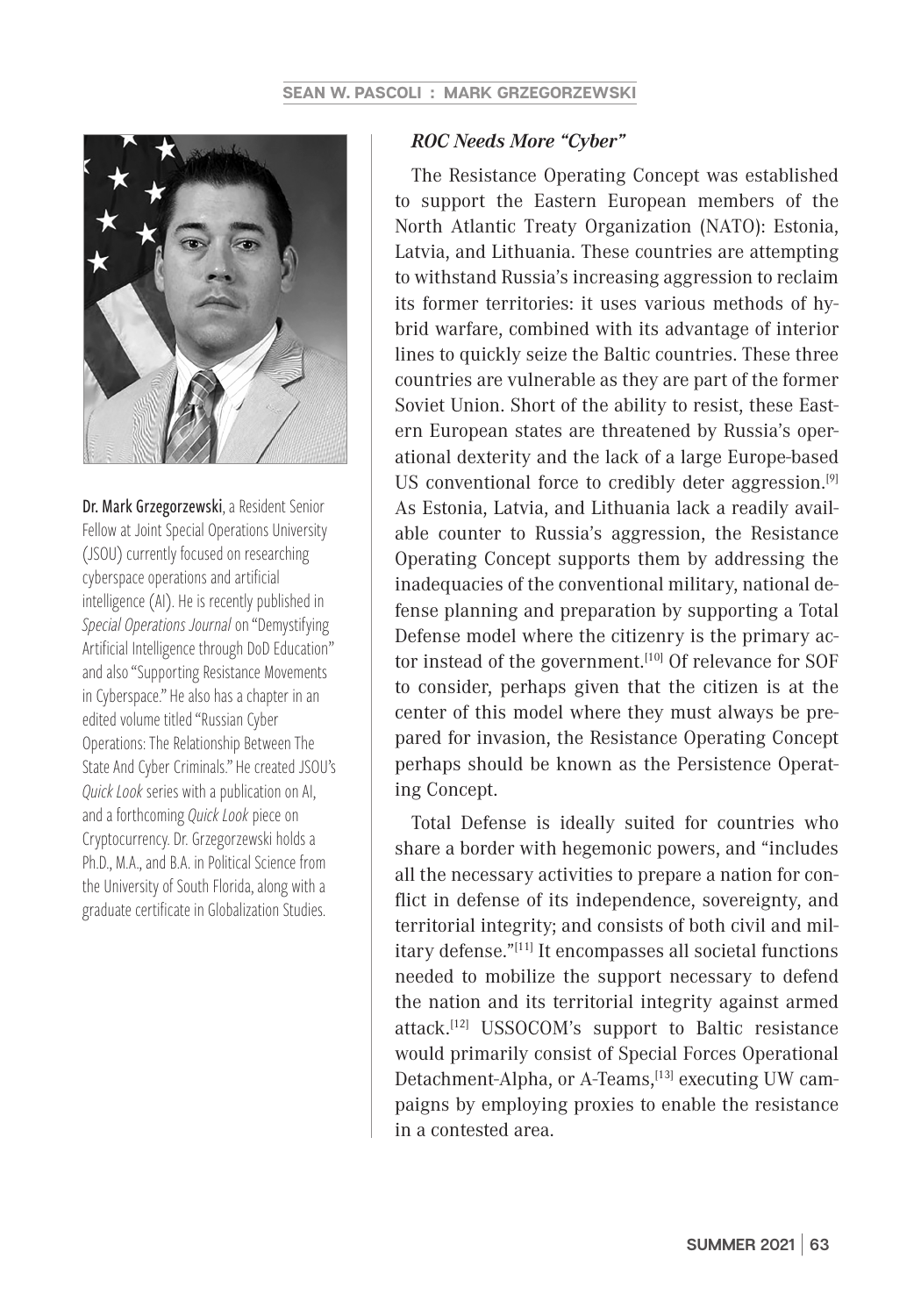**Dr. Mark Grzegorzewski**, a Resident Senior Fellow at Joint Special Operations University (JSOU) currently focused on researching cyberspace operations and artificial intelligence (AI). He is recently published in *Special Operations Journal* on "Demystifying Artificial Intelligence through DoD Education" and also "Supporting Resistance Movements in Cyberspace." He also has a chapter in an edited volume titled "Russian Cyber Operations: The Relationship Between The State And Cyber Criminals." He created JSOU's *Quick Look* series with a publication on AI, and a forthcoming *Quick Look* piece on Cryptocurrency. Dr. Grzegorzewski holds a Ph.D., M.A., and B.A. in Political Science from the University of South Florida, along with a graduate certificate in Globalization Studies.

### *ROC Needs More "Cyber"*

The Resistance Operating Concept was established to support the Eastern European members of the North Atlantic Treaty Organization (NATO): Estonia, Latvia, and Lithuania. These countries are attempting to withstand Russia's increasing aggression to reclaim its former territories: it uses various methods of hybrid warfare, combined with its advantage of interior lines to quickly seize the Baltic countries. These three countries are vulnerable as they are part of the former Soviet Union. Short of the ability to resist, these Eastern European states are threatened by Russia's operational dexterity and the lack of a large Europe-based US conventional force to credibly deter aggression.[9] As Estonia, Latvia, and Lithuania lack a readily available counter to Russia's aggression, the Resistance Operating Concept supports them by addressing the inadequacies of the conventional military, national defense planning and preparation by supporting a Total Defense model where the citizenry is the primary actor instead of the government.[10] Of relevance for SOF to consider, perhaps given that the citizen is at the center of this model where they must always be prepared for invasion, the Resistance Operating Concept perhaps should be known as the Persistence Operating Concept.

Total Defense is ideally suited for countries who share a border with hegemonic powers, and "includes all the necessary activities to prepare a nation for conflict in defense of its independence, sovereignty, and territorial integrity; and consists of both civil and military defense."[11] It encompasses all societal functions needed to mobilize the support necessary to defend the nation and its territorial integrity against armed attack.[12] USSOCOM's support to Baltic resistance would primarily consist of Special Forces Operational Detachment-Alpha, or A-Teams,[13] executing UW campaigns by employing proxies to enable the resistance in a contested area.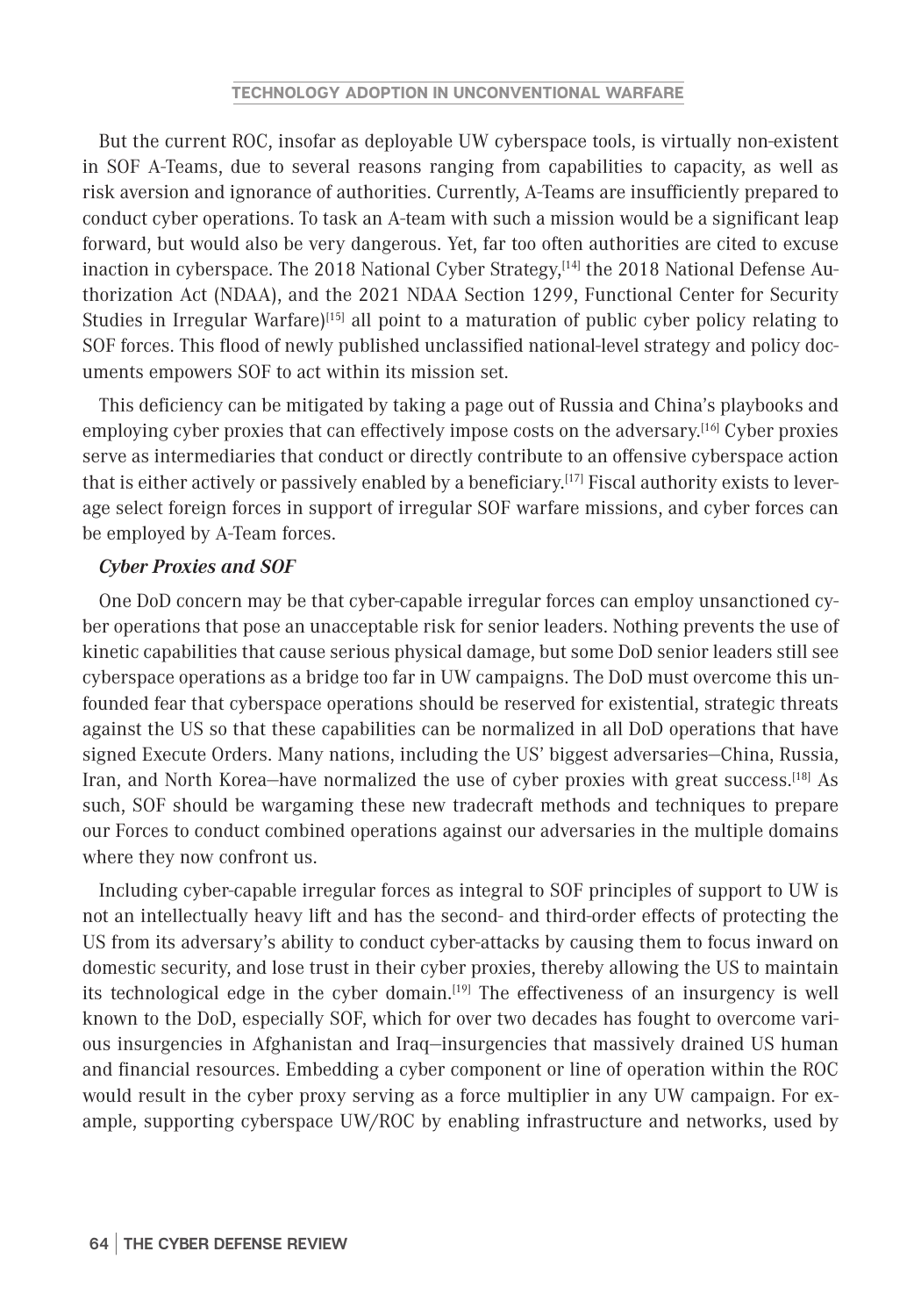But the current ROC, insofar as deployable UW cyberspace tools, is virtually non-existent in SOF A-Teams, due to several reasons ranging from capabilities to capacity, as well as risk aversion and ignorance of authorities. Currently, A-Teams are insufficiently prepared to conduct cyber operations. To task an A-team with such a mission would be a significant leap forward, but would also be very dangerous. Yet, far too often authorities are cited to excuse inaction in cyberspace. The 2018 National Cyber Strategy,[14] the 2018 National Defense Authorization Act (NDAA), and the 2021 NDAA Section 1299, Functional Center for Security Studies in Irregular Warfare)[15] all point to a maturation of public cyber policy relating to SOF forces. This flood of newly published unclassified national-level strategy and policy documents empowers SOF to act within its mission set.

This deficiency can be mitigated by taking a page out of Russia and China's playbooks and employing cyber proxies that can effectively impose costs on the adversary.[16] Cyber proxies serve as intermediaries that conduct or directly contribute to an offensive cyberspace action that is either actively or passively enabled by a beneficiary.[17] Fiscal authority exists to leverage select foreign forces in support of irregular SOF warfare missions, and cyber forces can be employed by A-Team forces.

***Cyber Proxies and SOF***

One DoD concern may be that cyber-capable irregular forces can employ unsanctioned cyber operations that pose an unacceptable risk for senior leaders. Nothing prevents the use of kinetic capabilities that cause serious physical damage, but some DoD senior leaders still see cyberspace operations as a bridge too far in UW campaigns. The DoD must overcome this unfounded fear that cyberspace operations should be reserved for existential, strategic threats against the US so that these capabilities can be normalized in all DoD operations that have signed Execute Orders. Many nations, including the US' biggest adversaries—China, Russia, Iran, and North Korea—have normalized the use of cyber proxies with great success.[18] As such, SOF should be wargaming these new tradecraft methods and techniques to prepare our Forces to conduct combined operations against our adversaries in the multiple domains where they now confront us.

Including cyber-capable irregular forces as integral to SOF principles of support to UW is not an intellectually heavy lift and has the second- and third-order effects of protecting the US from its adversary's ability to conduct cyber-attacks by causing them to focus inward on domestic security, and lose trust in their cyber proxies, thereby allowing the US to maintain its technological edge in the cyber domain.[19] The effectiveness of an insurgency is well known to the DoD, especially SOF, which for over two decades has fought to overcome various insurgencies in Afghanistan and Iraq—insurgencies that massively drained US human and financial resources. Embedding a cyber component or line of operation within the ROC would result in the cyber proxy serving as a force multiplier in any UW campaign. For example, supporting cyberspace UW/ROC by enabling infrastructure and networks, used by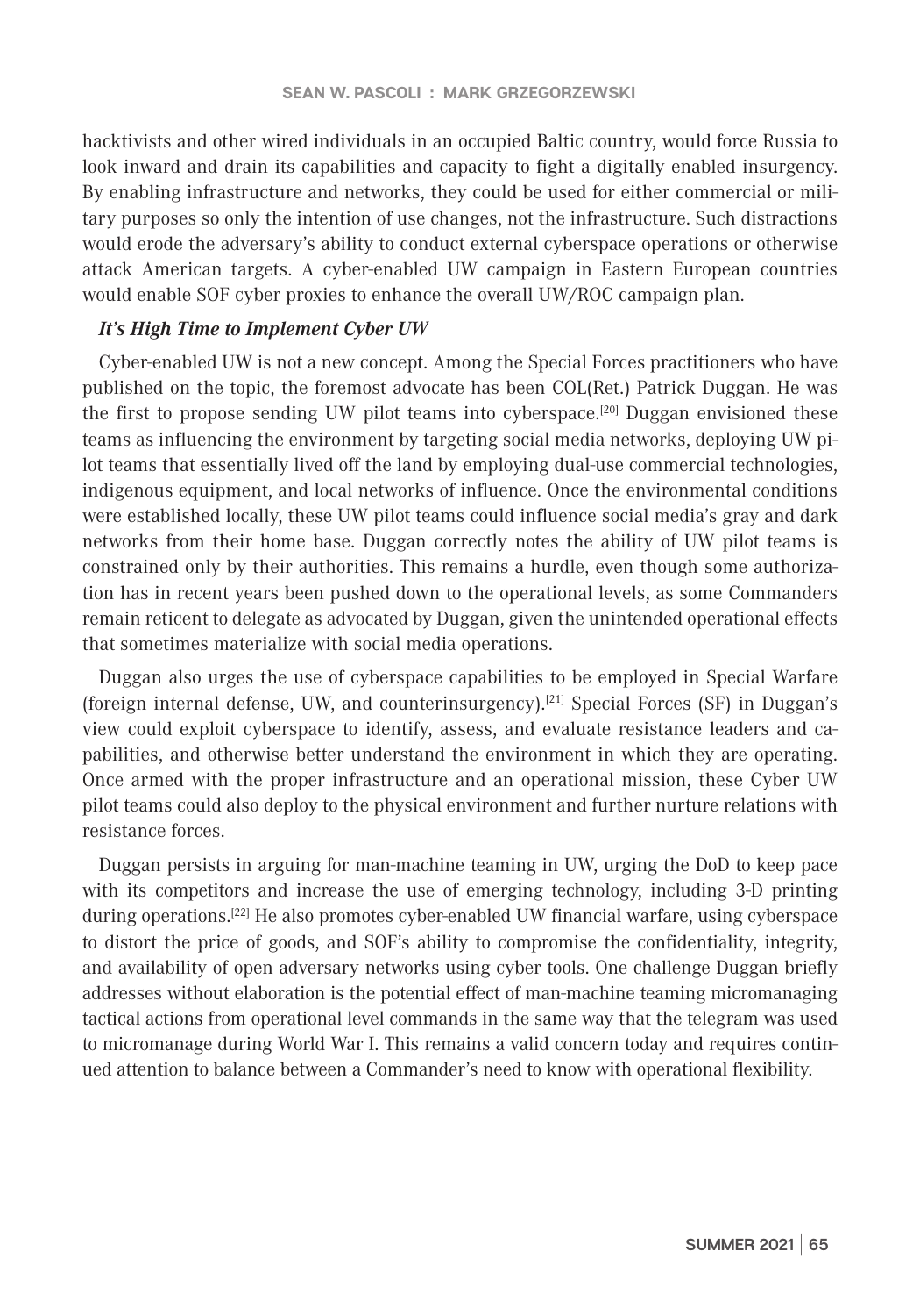hacktivists and other wired individuals in an occupied Baltic country, would force Russia to look inward and drain its capabilities and capacity to fight a digitally enabled insurgency. By enabling infrastructure and networks, they could be used for either commercial or military purposes so only the intention of use changes, not the infrastructure. Such distractions would erode the adversary's ability to conduct external cyberspace operations or otherwise attack American targets. A cyber-enabled UW campaign in Eastern European countries would enable SOF cyber proxies to enhance the overall UW/ROC campaign plan.

***It's High Time to Implement Cyber UW***

Cyber-enabled UW is not a new concept. Among the Special Forces practitioners who have published on the topic, the foremost advocate has been COL(Ret.) Patrick Duggan. He was the first to propose sending UW pilot teams into cyberspace.[20] Duggan envisioned these teams as influencing the environment by targeting social media networks, deploying UW pilot teams that essentially lived off the land by employing dual-use commercial technologies, indigenous equipment, and local networks of influence. Once the environmental conditions were established locally, these UW pilot teams could influence social media's gray and dark networks from their home base. Duggan correctly notes the ability of UW pilot teams is constrained only by their authorities. This remains a hurdle, even though some authorization has in recent years been pushed down to the operational levels, as some Commanders remain reticent to delegate as advocated by Duggan, given the unintended operational effects that sometimes materialize with social media operations.

Duggan also urges the use of cyberspace capabilities to be employed in Special Warfare (foreign internal defense, UW, and counterinsurgency).[21] Special Forces (SF) in Duggan's view could exploit cyberspace to identify, assess, and evaluate resistance leaders and capabilities, and otherwise better understand the environment in which they are operating. Once armed with the proper infrastructure and an operational mission, these Cyber UW pilot teams could also deploy to the physical environment and further nurture relations with resistance forces.

Duggan persists in arguing for man-machine teaming in UW, urging the DoD to keep pace with its competitors and increase the use of emerging technology, including 3-D printing during operations.[22] He also promotes cyber-enabled UW financial warfare, using cyberspace to distort the price of goods, and SOF's ability to compromise the confidentiality, integrity, and availability of open adversary networks using cyber tools. One challenge Duggan briefly addresses without elaboration is the potential effect of man-machine teaming micromanaging tactical actions from operational level commands in the same way that the telegram was used to micromanage during World War I. This remains a valid concern today and requires continued attention to balance between a Commander's need to know with operational flexibility.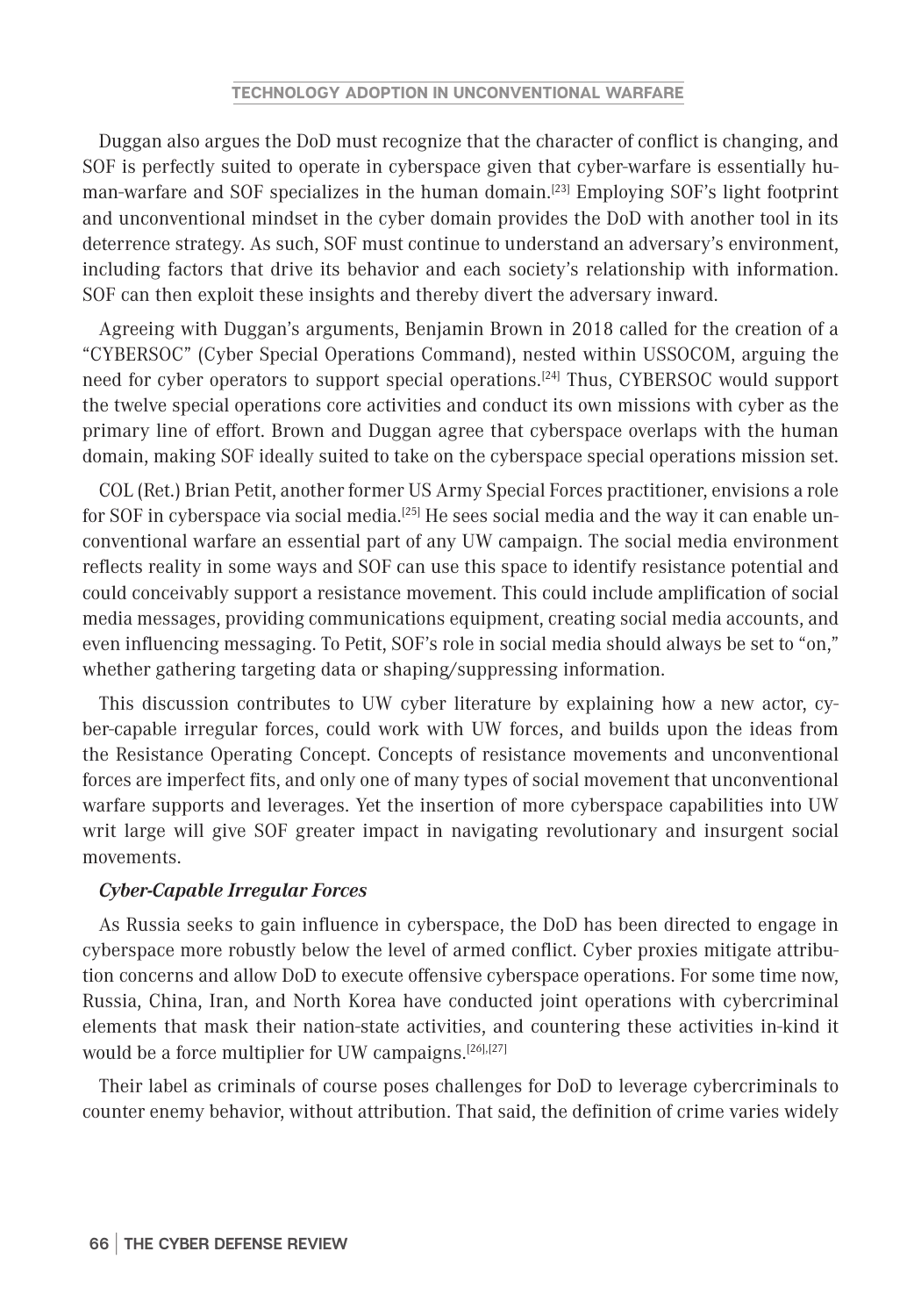Duggan also argues the DoD must recognize that the character of conflict is changing, and SOF is perfectly suited to operate in cyberspace given that cyber-warfare is essentially human-warfare and SOF specializes in the human domain.[23] Employing SOF's light footprint and unconventional mindset in the cyber domain provides the DoD with another tool in its deterrence strategy. As such, SOF must continue to understand an adversary's environment, including factors that drive its behavior and each society's relationship with information. SOF can then exploit these insights and thereby divert the adversary inward.

Agreeing with Duggan's arguments, Benjamin Brown in 2018 called for the creation of a "CYBERSOC" (Cyber Special Operations Command), nested within USSOCOM, arguing the need for cyber operators to support special operations.[24] Thus, CYBERSOC would support the twelve special operations core activities and conduct its own missions with cyber as the primary line of effort. Brown and Duggan agree that cyberspace overlaps with the human domain, making SOF ideally suited to take on the cyberspace special operations mission set.

COL (Ret.) Brian Petit, another former US Army Special Forces practitioner, envisions a role for SOF in cyberspace via social media.[25] He sees social media and the way it can enable unconventional warfare an essential part of any UW campaign. The social media environment reflects reality in some ways and SOF can use this space to identify resistance potential and could conceivably support a resistance movement. This could include amplification of social media messages, providing communications equipment, creating social media accounts, and even influencing messaging. To Petit, SOF's role in social media should always be set to "on," whether gathering targeting data or shaping/suppressing information.

This discussion contributes to UW cyber literature by explaining how a new actor, cyber-capable irregular forces, could work with UW forces, and builds upon the ideas from the Resistance Operating Concept. Concepts of resistance movements and unconventional forces are imperfect fits, and only one of many types of social movement that unconventional warfare supports and leverages. Yet the insertion of more cyberspace capabilities into UW writ large will give SOF greater impact in navigating revolutionary and insurgent social movements.

### *Cyber-Capable Irregular Forces*

As Russia seeks to gain influence in cyberspace, the DoD has been directed to engage in cyberspace more robustly below the level of armed conflict. Cyber proxies mitigate attribution concerns and allow DoD to execute offensive cyberspace operations. For some time now, Russia, China, Iran, and North Korea have conducted joint operations with cybercriminal elements that mask their nation-state activities, and countering these activities in-kind it would be a force multiplier for UW campaigns.[26],[27]

Their label as criminals of course poses challenges for DoD to leverage cybercriminals to counter enemy behavior, without attribution. That said, the definition of crime varies widely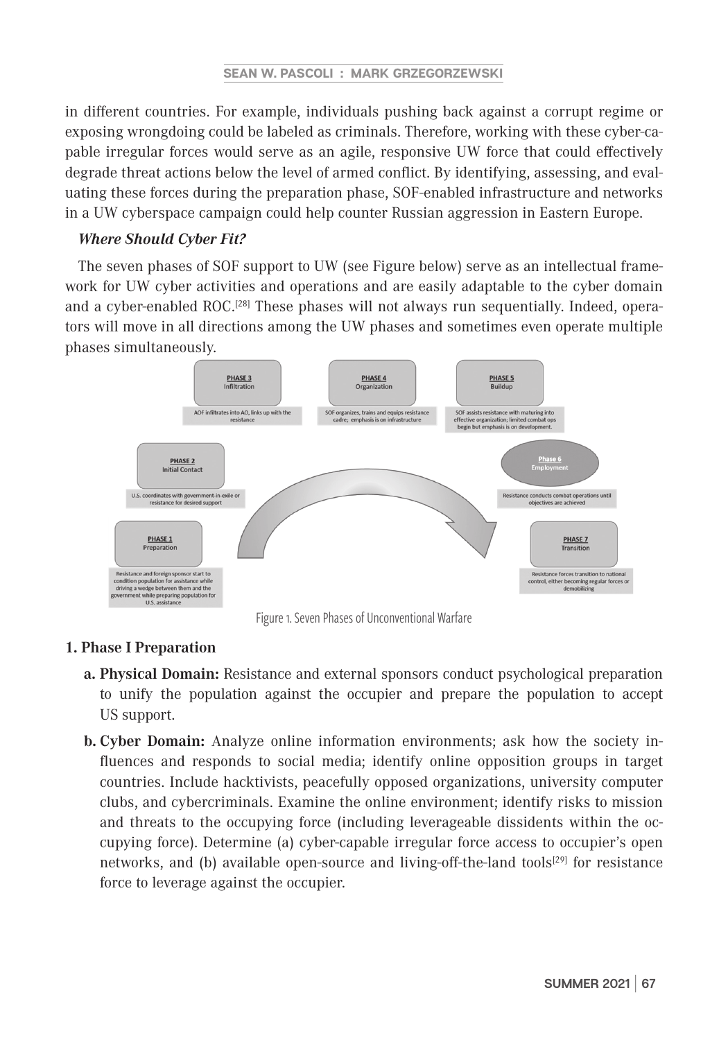in different countries. For example, individuals pushing back against a corrupt regime or exposing wrongdoing could be labeled as criminals. Therefore, working with these cyber-capable irregular forces would serve as an agile, responsive UW force that could effectively degrade threat actions below the level of armed conflict. By identifying, assessing, and evaluating these forces during the preparation phase, SOF-enabled infrastructure and networks in a UW cyberspace campaign could help counter Russian aggression in Eastern Europe.

### *Where Should Cyber Fit?*

The seven phases of SOF support to UW (see Figure below) serve as an intellectual framework for UW cyber activities and operations and are easily adaptable to the cyber domain and a cyber-enabled ROC.[28] These phases will not always run sequentially. Indeed, operators will move in all directions among the UW phases and sometimes even operate multiple phases simultaneously.

**PHASE 1** Preparation — Resistance and foreign sponsor start to condition population for assistance while driving a wedge between them and the government while preparing population for U.S. assistance

**PHASE 2** Initial Contact — U.S. coordinates with government-in-exile or resistance for desired support

**PHASE 3** Infiltration — AOF infiltrates into AO, links up with the resistance

**PHASE 4** Organization — SOF organizes, trains and equips resistance cadre; emphasis is on infrastructure

**PHASE 5** Buildup — SOF assists resistance with maturing into effective organization; limited combat ops begin but emphasis is on development.

**Phase 6** Employment — Resistance conducts combat operations until objectives are achieved

**PHASE 7** Transition — Resistance forces transition to national control, either becoming regular forces or demobilizing

Figure 1. Seven Phases of Unconventional Warfare

**1. Phase I Preparation**

- **a. Physical Domain:** Resistance and external sponsors conduct psychological preparation to unify the population against the occupier and prepare the population to accept US support.
- **b. Cyber Domain:** Analyze online information environments; ask how the society influences and responds to social media; identify online opposition groups in target countries. Include hacktivists, peacefully opposed organizations, university computer clubs, and cybercriminals. Examine the online environment; identify risks to mission and threats to the occupying force (including leverageable dissidents within the occupying force). Determine (a) cyber-capable irregular force access to occupier's open networks, and (b) available open-source and living-off-the-land tools[29] for resistance force to leverage against the occupier.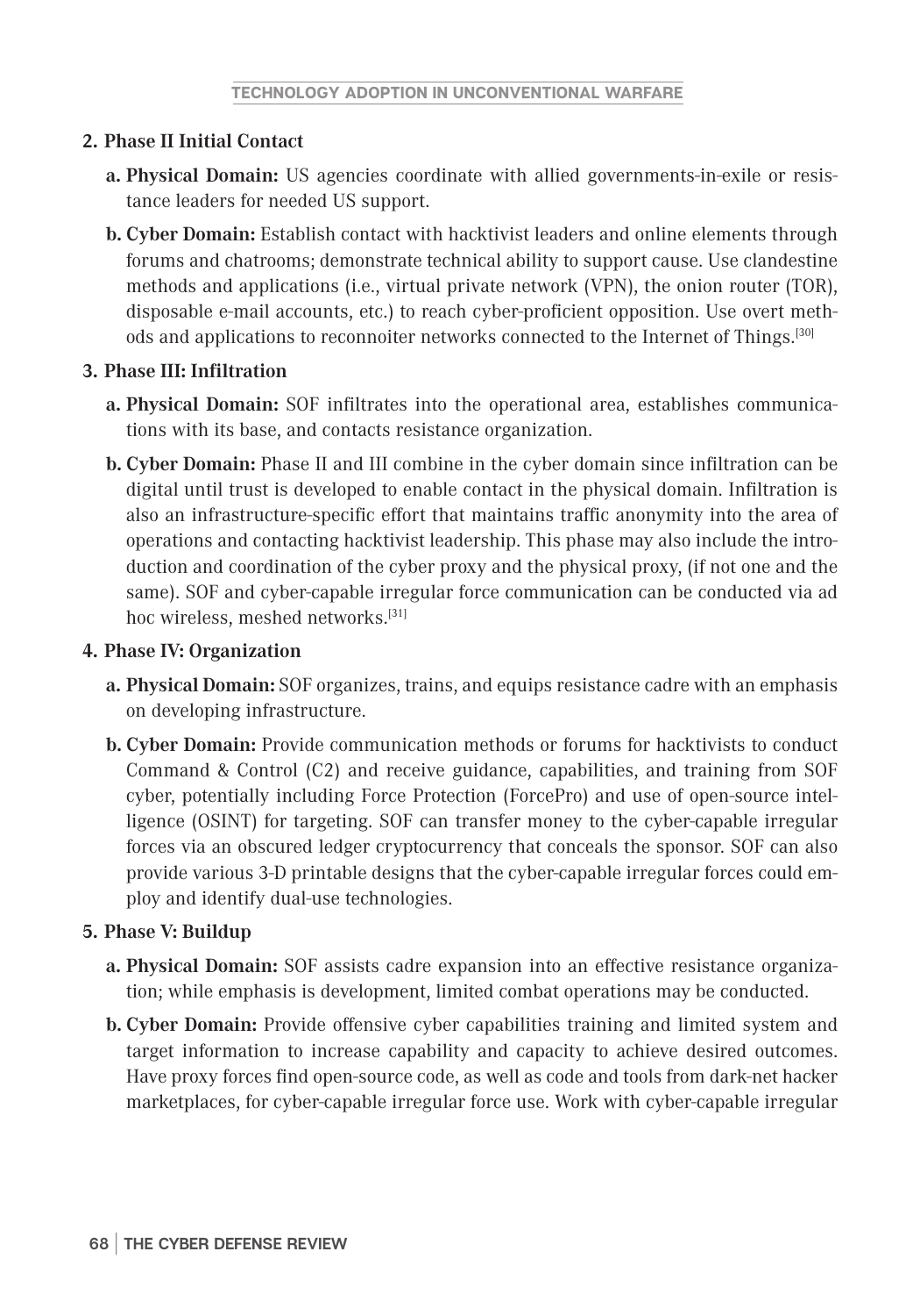2. **Phase II Initial Contact**

   a. **Physical Domain:** US agencies coordinate with allied governments-in-exile or resistance leaders for needed US support.

   b. **Cyber Domain:** Establish contact with hacktivist leaders and online elements through forums and chatrooms; demonstrate technical ability to support cause. Use clandestine methods and applications (i.e., virtual private network (VPN), the onion router (TOR), disposable e-mail accounts, etc.) to reach cyber-proficient opposition. Use overt methods and applications to reconnoiter networks connected to the Internet of Things.[30]

3. **Phase III: Infiltration**

   a. **Physical Domain:** SOF infiltrates into the operational area, establishes communications with its base, and contacts resistance organization.

   b. **Cyber Domain:** Phase II and III combine in the cyber domain since infiltration can be digital until trust is developed to enable contact in the physical domain. Infiltration is also an infrastructure-specific effort that maintains traffic anonymity into the area of operations and contacting hacktivist leadership. This phase may also include the introduction and coordination of the cyber proxy and the physical proxy, (if not one and the same). SOF and cyber-capable irregular force communication can be conducted via ad hoc wireless, meshed networks.[31]

4. **Phase IV: Organization**

   a. **Physical Domain:** SOF organizes, trains, and equips resistance cadre with an emphasis on developing infrastructure.

   b. **Cyber Domain:** Provide communication methods or forums for hacktivists to conduct Command & Control (C2) and receive guidance, capabilities, and training from SOF cyber, potentially including Force Protection (ForcePro) and use of open-source intelligence (OSINT) for targeting. SOF can transfer money to the cyber-capable irregular forces via an obscured ledger cryptocurrency that conceals the sponsor. SOF can also provide various 3-D printable designs that the cyber-capable irregular forces could employ and identify dual-use technologies.

5. **Phase V: Buildup**

   a. **Physical Domain:** SOF assists cadre expansion into an effective resistance organization; while emphasis is development, limited combat operations may be conducted.

   b. **Cyber Domain:** Provide offensive cyber capabilities training and limited system and target information to increase capability and capacity to achieve desired outcomes. Have proxy forces find open-source code, as well as code and tools from dark-net hacker marketplaces, for cyber-capable irregular force use. Work with cyber-capable irregular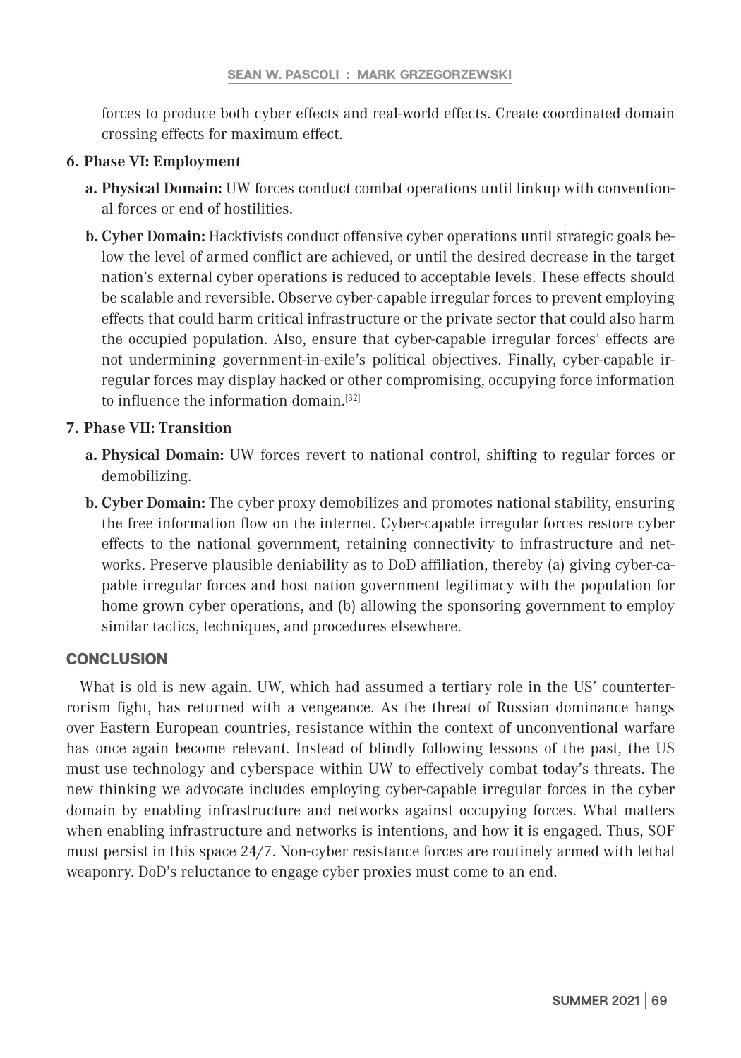forces to produce both cyber effects and real-world effects. Create coordinated domain crossing effects for maximum effect.

6. **Phase VI: Employment**
   a. **Physical Domain:** UW forces conduct combat operations until linkup with conventional forces or end of hostilities.
   b. **Cyber Domain:** Hacktivists conduct offensive cyber operations until strategic goals below the level of armed conflict are achieved, or until the desired decrease in the target nation's external cyber operations is reduced to acceptable levels. These effects should be scalable and reversible. Observe cyber-capable irregular forces to prevent employing effects that could harm critical infrastructure or the private sector that could also harm the occupied population. Also, ensure that cyber-capable irregular forces' effects are not undermining government-in-exile's political objectives. Finally, cyber-capable irregular forces may display hacked or other compromising, occupying force information to influence the information domain.[32]
7. **Phase VII: Transition**
   a. **Physical Domain:** UW forces revert to national control, shifting to regular forces or demobilizing.
   b. **Cyber Domain:** The cyber proxy demobilizes and promotes national stability, ensuring the free information flow on the internet. Cyber-capable irregular forces restore cyber effects to the national government, retaining connectivity to infrastructure and networks. Preserve plausible deniability as to DoD affiliation, thereby (a) giving cyber-capable irregular forces and host nation government legitimacy with the population for home grown cyber operations, and (b) allowing the sponsoring government to employ similar tactics, techniques, and procedures elsewhere.

## CONCLUSION

What is old is new again. UW, which had assumed a tertiary role in the US' counterterrorism fight, has returned with a vengeance. As the threat of Russian dominance hangs over Eastern European countries, resistance within the context of unconventional warfare has once again become relevant. Instead of blindly following lessons of the past, the US must use technology and cyberspace within UW to effectively combat today's threats. The new thinking we advocate includes employing cyber-capable irregular forces in the cyber domain by enabling infrastructure and networks against occupying forces. What matters when enabling infrastructure and networks is intentions, and how it is engaged. Thus, SOF must persist in this space 24/7. Non-cyber resistance forces are routinely armed with lethal weaponry. DoD's reluctance to engage cyber proxies must come to an end.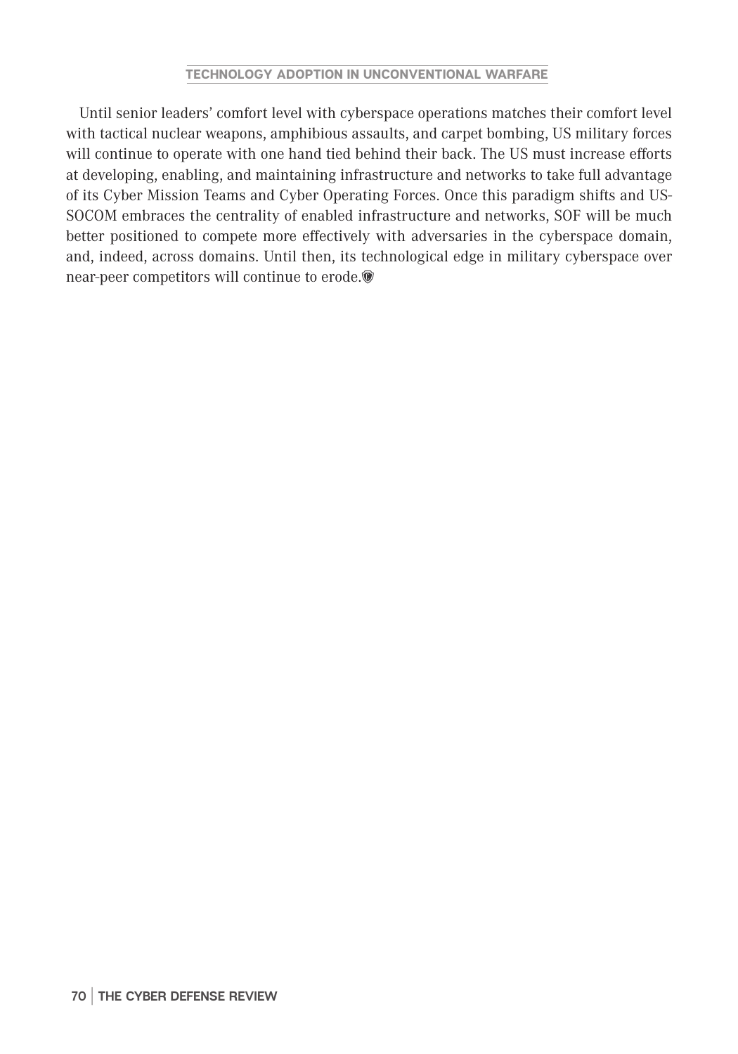Until senior leaders' comfort level with cyberspace operations matches their comfort level with tactical nuclear weapons, amphibious assaults, and carpet bombing, US military forces will continue to operate with one hand tied behind their back. The US must increase efforts at developing, enabling, and maintaining infrastructure and networks to take full advantage of its Cyber Mission Teams and Cyber Operating Forces. Once this paradigm shifts and USSOCOM embraces the centrality of enabled infrastructure and networks, SOF will be much better positioned to compete more effectively with adversaries in the cyberspace domain, and, indeed, across domains. Until then, its technological edge in military cyberspace over near-peer competitors will continue to erode.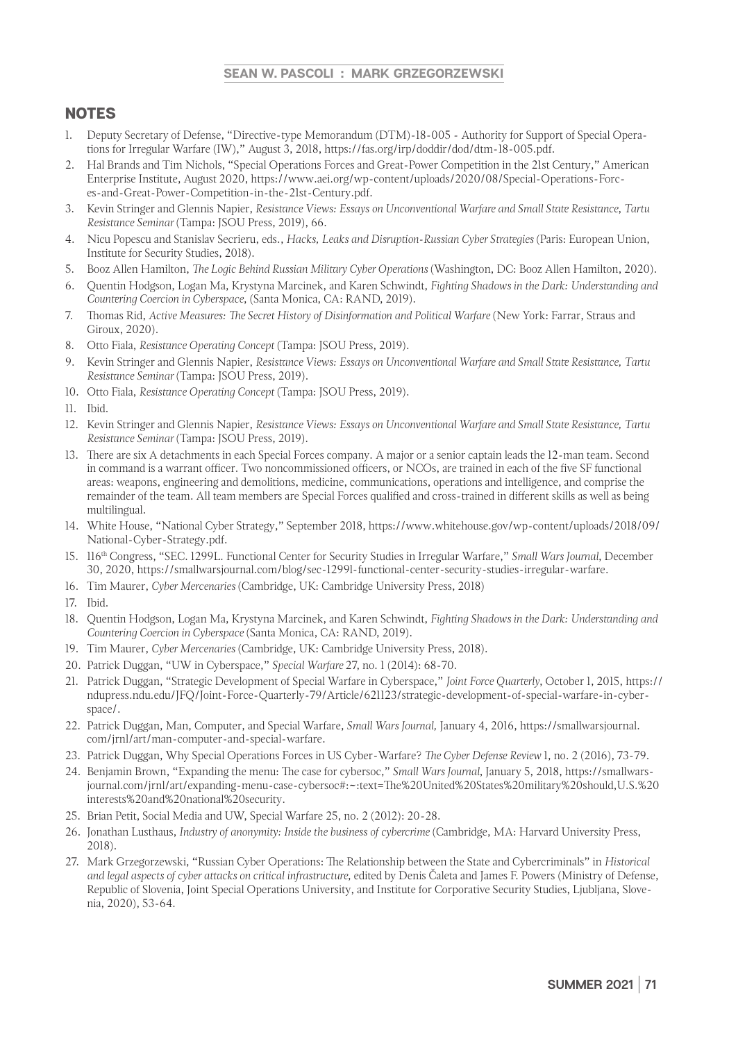## NOTES

1. Deputy Secretary of Defense, "Directive-type Memorandum (DTM)-18-005 - Authority for Support of Special Operations for Irregular Warfare (IW)," August 3, 2018, https://fas.org/irp/doddir/dod/dtm-18-005.pdf.
2. Hal Brands and Tim Nichols, "Special Operations Forces and Great-Power Competition in the 21st Century," American Enterprise Institute, August 2020, https://www.aei.org/wp-content/uploads/2020/08/Special-Operations-Forces-and-Great-Power-Competition-in-the-21st-Century.pdf.
3. Kevin Stringer and Glennis Napier, *Resistance Views: Essays on Unconventional Warfare and Small State Resistance, Tartu Resistance Seminar* (Tampa: JSOU Press, 2019), 66.
4. Nicu Popescu and Stanislav Secrieru, eds., *Hacks, Leaks and Disruption-Russian Cyber Strategies* (Paris: European Union, Institute for Security Studies, 2018).
5. Booz Allen Hamilton, *The Logic Behind Russian Military Cyber Operations* (Washington, DC: Booz Allen Hamilton, 2020).
6. Quentin Hodgson, Logan Ma, Krystyna Marcinek, and Karen Schwindt, *Fighting Shadows in the Dark: Understanding and Countering Coercion in Cyberspace*, (Santa Monica, CA: RAND, 2019).
7. Thomas Rid, *Active Measures: The Secret History of Disinformation and Political Warfare* (New York: Farrar, Straus and Giroux, 2020).
8. Otto Fiala, *Resistance Operating Concept* (Tampa: JSOU Press, 2019).
9. Kevin Stringer and Glennis Napier, *Resistance Views: Essays on Unconventional Warfare and Small State Resistance, Tartu Resistance Seminar* (Tampa: JSOU Press, 2019).
10. Otto Fiala, *Resistance Operating Concept* (Tampa: JSOU Press, 2019).
11. Ibid.
12. Kevin Stringer and Glennis Napier, *Resistance Views: Essays on Unconventional Warfare and Small State Resistance, Tartu Resistance Seminar* (Tampa: JSOU Press, 2019).
13. There are six A detachments in each Special Forces company. A major or a senior captain leads the 12-man team. Second in command is a warrant officer. Two noncommissioned officers, or NCOs, are trained in each of the five SF functional areas: weapons, engineering and demolitions, medicine, communications, operations and intelligence, and comprise the remainder of the team. All team members are Special Forces qualified and cross-trained in different skills as well as being multilingual.
14. White House, "National Cyber Strategy," September 2018, https://www.whitehouse.gov/wp-content/uploads/2018/09/National-Cyber-Strategy.pdf.
15. 116th Congress, "SEC. 1299L. Functional Center for Security Studies in Irregular Warfare," *Small Wars Journal*, December 30, 2020, https://smallwarsjournal.com/blog/sec-1299l-functional-center-security-studies-irregular-warfare.
16. Tim Maurer, *Cyber Mercenaries* (Cambridge, UK: Cambridge University Press, 2018)
17. Ibid.
18. Quentin Hodgson, Logan Ma, Krystyna Marcinek, and Karen Schwindt, *Fighting Shadows in the Dark: Understanding and Countering Coercion in Cyberspace* (Santa Monica, CA: RAND, 2019).
19. Tim Maurer, *Cyber Mercenaries* (Cambridge, UK: Cambridge University Press, 2018).
20. Patrick Duggan, "UW in Cyberspace," *Special Warfare* 27, no. 1 (2014): 68-70.
21. Patrick Duggan, "Strategic Development of Special Warfare in Cyberspace," *Joint Force Quarterly*, October 1, 2015, https://ndupress.ndu.edu/JFQ/Joint-Force-Quarterly-79/Article/621123/strategic-development-of-special-warfare-in-cyberspace/.
22. Patrick Duggan, Man, Computer, and Special Warfare, *Small Wars Journal,* January 4, 2016, https://smallwarsjournal.com/jrnl/art/man-computer-and-special-warfare.
23. Patrick Duggan, Why Special Operations Forces in US Cyber-Warfare? *The Cyber Defense Review* 1, no. 2 (2016), 73-79.
24. Benjamin Brown, "Expanding the menu: The case for cybersoc," *Small Wars Journal*, January 5, 2018, https://smallwarsjournal.com/jrnl/art/expanding-menu-case-cybersoc#:~:text=The%20United%20States%20military%20should,U.S.%20interests%20and%20national%20security.
25. Brian Petit, Social Media and UW, Special Warfare 25, no. 2 (2012): 20-28.
26. Jonathan Lusthaus, *Industry of anonymity: Inside the business of cybercrime* (Cambridge, MA: Harvard University Press, 2018).
27. Mark Grzegorzewski, "Russian Cyber Operations: The Relationship between the State and Cybercriminals" in *Historical and legal aspects of cyber attacks on critical infrastructure,* edited by Denis Čaleta and James F. Powers (Ministry of Defense, Republic of Slovenia, Joint Special Operations University, and Institute for Corporative Security Studies, Ljubljana, Slovenia, 2020), 53-64.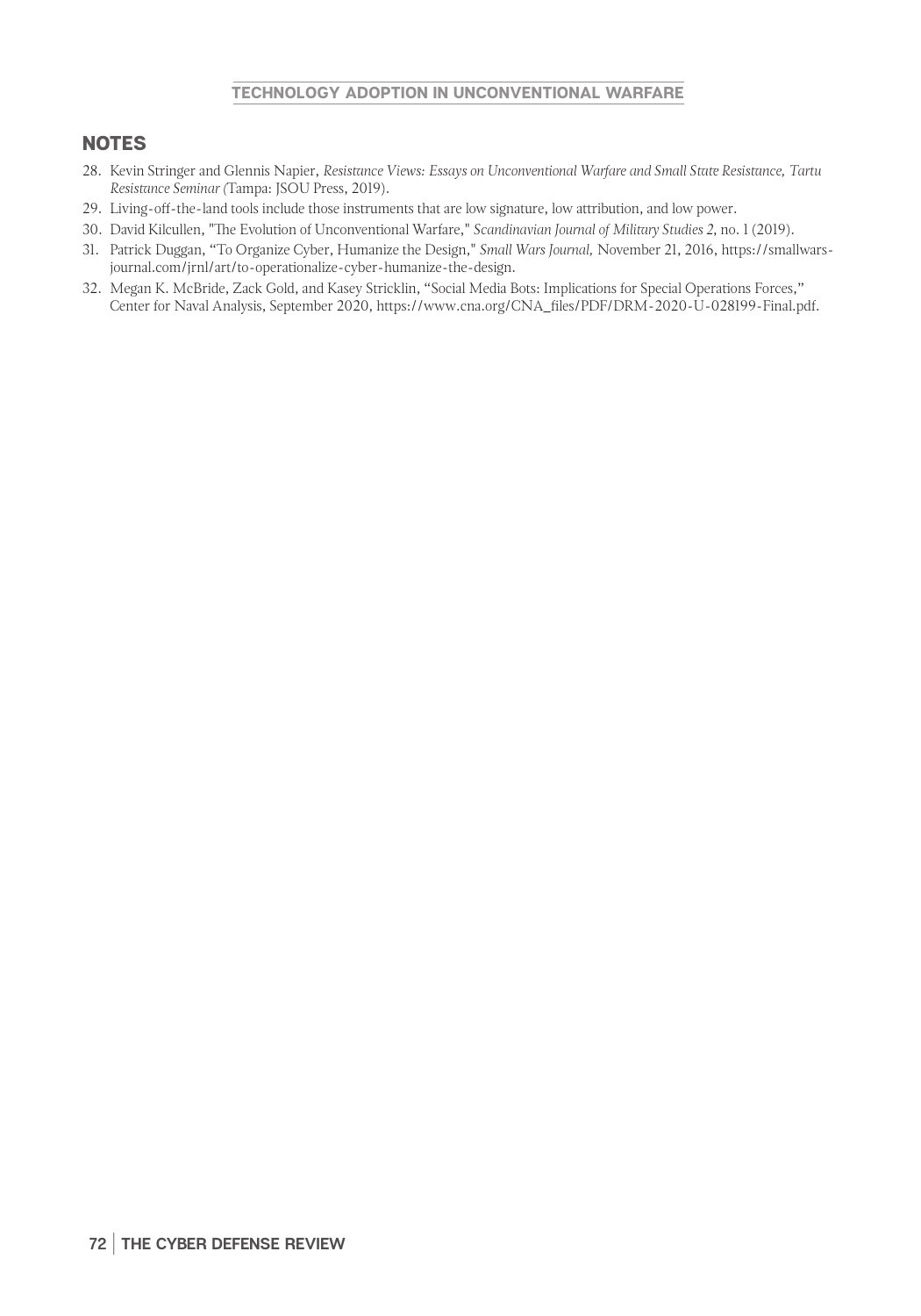## NOTES

28. Kevin Stringer and Glennis Napier, *Resistance Views: Essays on Unconventional Warfare and Small State Resistance, Tartu Resistance Seminar (*Tampa: JSOU Press, 2019).
29. Living-off-the-land tools include those instruments that are low signature, low attribution, and low power.
30. David Kilcullen, "The Evolution of Unconventional Warfare," *Scandinavian Journal of Military Studies 2*, no. 1 (2019).
31. Patrick Duggan, "To Organize Cyber, Humanize the Design," *Small Wars Journal,* November 21, 2016, https://smallwars-journal.com/jrnl/art/to-operationalize-cyber-humanize-the-design.
32. Megan K. McBride, Zack Gold, and Kasey Stricklin, "Social Media Bots: Implications for Special Operations Forces," Center for Naval Analysis, September 2020, https://www.cna.org/CNA_files/PDF/DRM-2020-U-028199-Final.pdf.